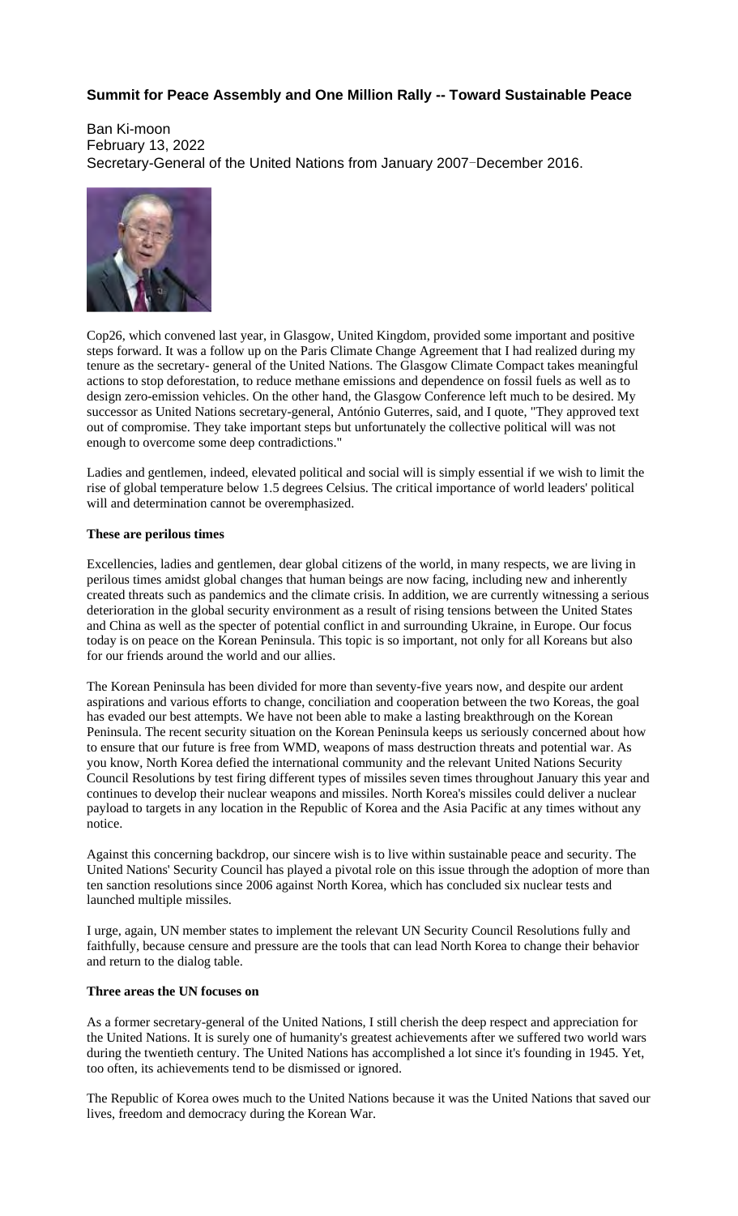## Summit for Peace Assembly and One Million Rally -- Toward Sustainable Peace

Ban Ki-moon
February 13, 2022
Secretary-General of the United Nations from January 2007–December 2016.

Cop26, which convened last year, in Glasgow, United Kingdom, provided some important and positive steps forward. It was a follow up on the Paris Climate Change Agreement that I had realized during my tenure as the secretary- general of the United Nations. The Glasgow Climate Compact takes meaningful actions to stop deforestation, to reduce methane emissions and dependence on fossil fuels as well as to design zero-emission vehicles. On the other hand, the Glasgow Conference left much to be desired. My successor as United Nations secretary-general, António Guterres, said, and I quote, "They approved text out of compromise. They take important steps but unfortunately the collective political will was not enough to overcome some deep contradictions."

Ladies and gentlemen, indeed, elevated political and social will is simply essential if we wish to limit the rise of global temperature below 1.5 degrees Celsius. The critical importance of world leaders' political will and determination cannot be overemphasized.

**These are perilous times**

Excellencies, ladies and gentlemen, dear global citizens of the world, in many respects, we are living in perilous times amidst global changes that human beings are now facing, including new and inherently created threats such as pandemics and the climate crisis. In addition, we are currently witnessing a serious deterioration in the global security environment as a result of rising tensions between the United States and China as well as the specter of potential conflict in and surrounding Ukraine, in Europe. Our focus today is on peace on the Korean Peninsula. This topic is so important, not only for all Koreans but also for our friends around the world and our allies.

The Korean Peninsula has been divided for more than seventy-five years now, and despite our ardent aspirations and various efforts to change, conciliation and cooperation between the two Koreas, the goal has evaded our best attempts. We have not been able to make a lasting breakthrough on the Korean Peninsula. The recent security situation on the Korean Peninsula keeps us seriously concerned about how to ensure that our future is free from WMD, weapons of mass destruction threats and potential war. As you know, North Korea defied the international community and the relevant United Nations Security Council Resolutions by test firing different types of missiles seven times throughout January this year and continues to develop their nuclear weapons and missiles. North Korea's missiles could deliver a nuclear payload to targets in any location in the Republic of Korea and the Asia Pacific at any times without any notice.

Against this concerning backdrop, our sincere wish is to live within sustainable peace and security. The United Nations' Security Council has played a pivotal role on this issue through the adoption of more than ten sanction resolutions since 2006 against North Korea, which has concluded six nuclear tests and launched multiple missiles.

I urge, again, UN member states to implement the relevant UN Security Council Resolutions fully and faithfully, because censure and pressure are the tools that can lead North Korea to change their behavior and return to the dialog table.

**Three areas the UN focuses on**

As a former secretary-general of the United Nations, I still cherish the deep respect and appreciation for the United Nations. It is surely one of humanity's greatest achievements after we suffered two world wars during the twentieth century. The United Nations has accomplished a lot since it's founding in 1945. Yet, too often, its achievements tend to be dismissed or ignored.

The Republic of Korea owes much to the United Nations because it was the United Nations that saved our lives, freedom and democracy during the Korean War.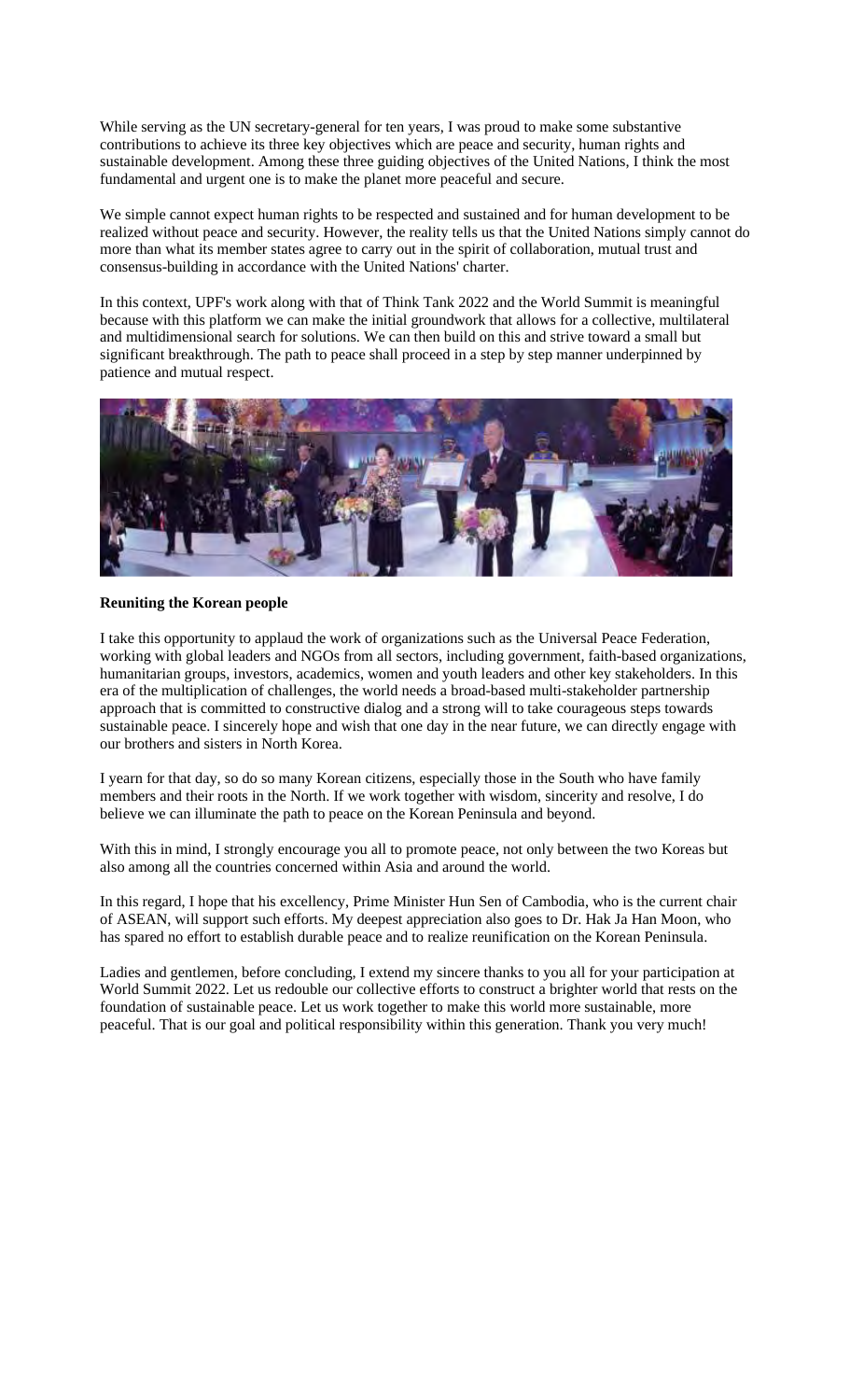While serving as the UN secretary-general for ten years, I was proud to make some substantive contributions to achieve its three key objectives which are peace and security, human rights and sustainable development. Among these three guiding objectives of the United Nations, I think the most fundamental and urgent one is to make the planet more peaceful and secure.

We simple cannot expect human rights to be respected and sustained and for human development to be realized without peace and security. However, the reality tells us that the United Nations simply cannot do more than what its member states agree to carry out in the spirit of collaboration, mutual trust and consensus-building in accordance with the United Nations' charter.

In this context, UPF's work along with that of Think Tank 2022 and the World Summit is meaningful because with this platform we can make the initial groundwork that allows for a collective, multilateral and multidimensional search for solutions. We can then build on this and strive toward a small but significant breakthrough. The path to peace shall proceed in a step by step manner underpinned by patience and mutual respect.

**Reuniting the Korean people**

I take this opportunity to applaud the work of organizations such as the Universal Peace Federation, working with global leaders and NGOs from all sectors, including government, faith-based organizations, humanitarian groups, investors, academics, women and youth leaders and other key stakeholders. In this era of the multiplication of challenges, the world needs a broad-based multi-stakeholder partnership approach that is committed to constructive dialog and a strong will to take courageous steps towards sustainable peace. I sincerely hope and wish that one day in the near future, we can directly engage with our brothers and sisters in North Korea.

I yearn for that day, so do so many Korean citizens, especially those in the South who have family members and their roots in the North. If we work together with wisdom, sincerity and resolve, I do believe we can illuminate the path to peace on the Korean Peninsula and beyond.

With this in mind, I strongly encourage you all to promote peace, not only between the two Koreas but also among all the countries concerned within Asia and around the world.

In this regard, I hope that his excellency, Prime Minister Hun Sen of Cambodia, who is the current chair of ASEAN, will support such efforts. My deepest appreciation also goes to Dr. Hak Ja Han Moon, who has spared no effort to establish durable peace and to realize reunification on the Korean Peninsula.

Ladies and gentlemen, before concluding, I extend my sincere thanks to you all for your participation at World Summit 2022. Let us redouble our collective efforts to construct a brighter world that rests on the foundation of sustainable peace. Let us work together to make this world more sustainable, more peaceful. That is our goal and political responsibility within this generation. Thank you very much!